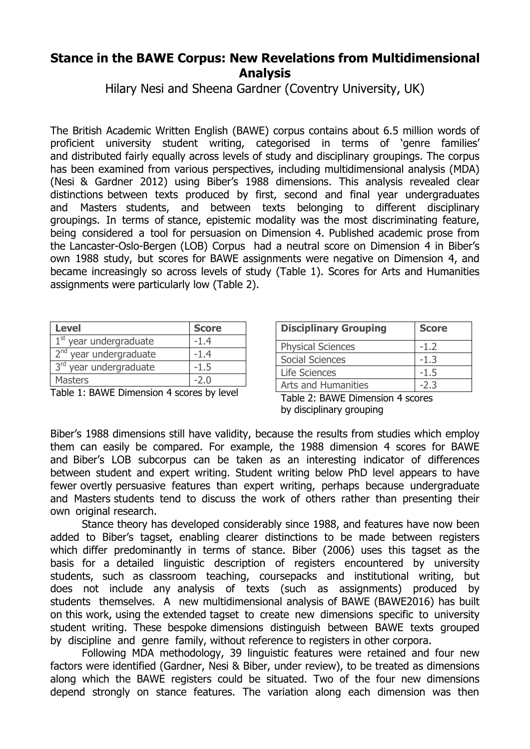# Stance in the BAWE Corpus: New Revelations from Multidimensional Analysis

Hilary Nesi and Sheena Gardner (Coventry University, UK)

The British Academic Written English (BAWE) corpus contains about 6.5 million words of proficient university student writing, categorised in terms of 'genre families' and distributed fairly equally across levels of study and disciplinary groupings. The corpus has been examined from various perspectives, including multidimensional analysis (MDA) (Nesi & Gardner 2012) using Biber's 1988 dimensions. This analysis revealed clear distinctions between texts produced by first, second and final year undergraduates and Masters students, and between texts belonging to different disciplinary groupings. In terms of stance, epistemic modality was the most discriminating feature, being considered a tool for persuasion on Dimension 4. Published academic prose from the Lancaster-Oslo-Bergen (LOB) Corpus had a neutral score on Dimension 4 in Biber's own 1988 study, but scores for BAWE assignments were negative on Dimension 4, and became increasingly so across levels of study (Table 1). Scores for Arts and Humanities assignments were particularly low (Table 2).

| Level | Score |
|---|---|
| 1st year undergraduate | -1.4 |
| 2nd year undergraduate | -1.4 |
| 3rd year undergraduate | -1.5 |
| Masters | -2.0 |

Table 1: BAWE Dimension 4 scores by level

| Disciplinary Grouping | Score |
|---|---|
| Physical Sciences | -1.2 |
| Social Sciences | -1.3 |
| Life Sciences | -1.5 |
| Arts and Humanities | -2.3 |

Table 2: BAWE Dimension 4 scores by disciplinary grouping

Biber's 1988 dimensions still have validity, because the results from studies which employ them can easily be compared. For example, the 1988 dimension 4 scores for BAWE and Biber's LOB subcorpus can be taken as an interesting indicator of differences between student and expert writing. Student writing below PhD level appears to have fewer overtly persuasive features than expert writing, perhaps because undergraduate and Masters students tend to discuss the work of others rather than presenting their own original research.

Stance theory has developed considerably since 1988, and features have now been added to Biber's tagset, enabling clearer distinctions to be made between registers which differ predominantly in terms of stance. Biber (2006) uses this tagset as the basis for a detailed linguistic description of registers encountered by university students, such as classroom teaching, coursepacks and institutional writing, but does not include any analysis of texts (such as assignments) produced by students themselves. A new multidimensional analysis of BAWE (BAWE2016) has built on this work, using the extended tagset to create new dimensions specific to university student writing. These bespoke dimensions distinguish between BAWE texts grouped by discipline and genre family, without reference to registers in other corpora.

Following MDA methodology, 39 linguistic features were retained and four new factors were identified (Gardner, Nesi & Biber, under review), to be treated as dimensions along which the BAWE registers could be situated. Two of the four new dimensions depend strongly on stance features. The variation along each dimension was then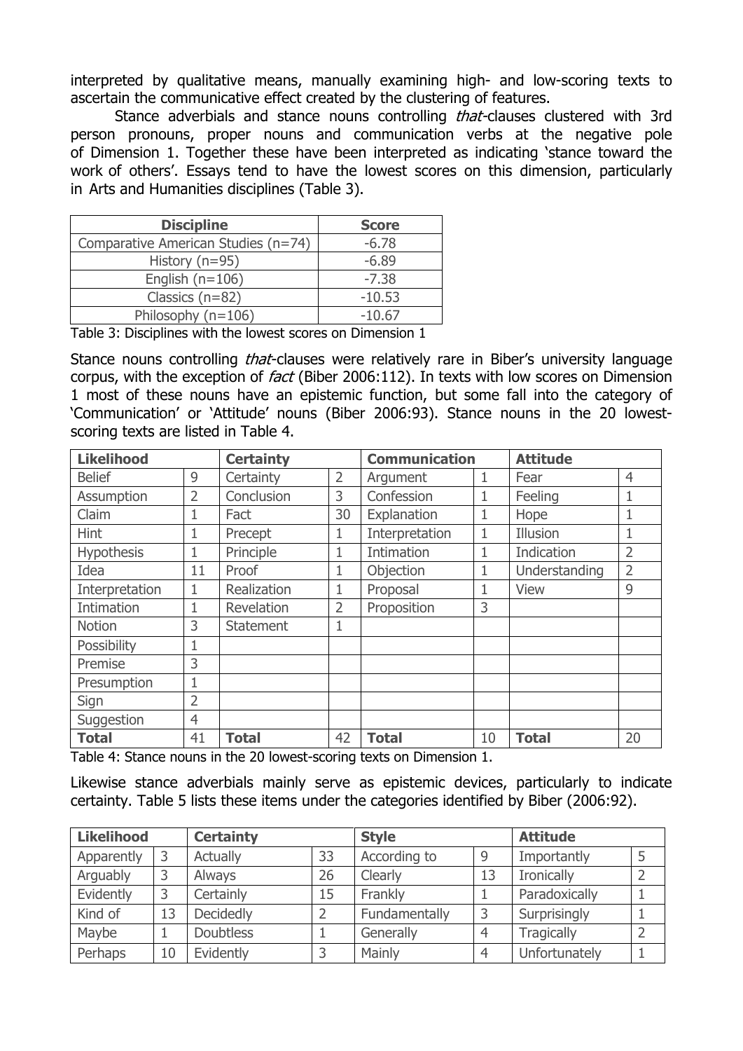interpreted by qualitative means, manually examining high- and low-scoring texts to ascertain the communicative effect created by the clustering of features.

Stance adverbials and stance nouns controlling *that*-clauses clustered with 3rd person pronouns, proper nouns and communication verbs at the negative pole of Dimension 1. Together these have been interpreted as indicating 'stance toward the work of others'. Essays tend to have the lowest scores on this dimension, particularly in Arts and Humanities disciplines (Table 3).

| Discipline | Score |
|---|---|
| Comparative American Studies (n=74) | -6.78 |
| History (n=95) | -6.89 |
| English (n=106) | -7.38 |
| Classics (n=82) | -10.53 |
| Philosophy (n=106) | -10.67 |

Table 3: Disciplines with the lowest scores on Dimension 1

Stance nouns controlling *that*-clauses were relatively rare in Biber's university language corpus, with the exception of *fact* (Biber 2006:112). In texts with low scores on Dimension 1 most of these nouns have an epistemic function, but some fall into the category of 'Communication' or 'Attitude' nouns (Biber 2006:93). Stance nouns in the 20 lowest-scoring texts are listed in Table 4.

| **Likelihood** | | **Certainty** | | **Communication** | | **Attitude** | |
|---|---|---|---|---|---|---|---|
| Belief | 9 | Certainty | 2 | Argument | 1 | Fear | 4 |
| Assumption | 2 | Conclusion | 3 | Confession | 1 | Feeling | 1 |
| Claim | 1 | Fact | 30 | Explanation | 1 | Hope | 1 |
| Hint | 1 | Precept | 1 | Interpretation | 1 | Illusion | 1 |
| Hypothesis | 1 | Principle | 1 | Intimation | 1 | Indication | 2 |
| Idea | 11 | Proof | 1 | Objection | 1 | Understanding | 2 |
| Interpretation | 1 | Realization | 1 | Proposal | 1 | View | 9 |
| Intimation | 1 | Revelation | 2 | Proposition | 3 | | |
| Notion | 3 | Statement | 1 | | | | |
| Possibility | 1 | | | | | | |
| Premise | 3 | | | | | | |
| Presumption | 1 | | | | | | |
| Sign | 2 | | | | | | |
| Suggestion | 4 | | | | | | |
| **Total** | 41 | **Total** | 42 | **Total** | 10 | **Total** | 20 |

Table 4: Stance nouns in the 20 lowest-scoring texts on Dimension 1.

Likewise stance adverbials mainly serve as epistemic devices, particularly to indicate certainty. Table 5 lists these items under the categories identified by Biber (2006:92).

| **Likelihood** | | **Certainty** | | **Style** | | **Attitude** | |
|---|---|---|---|---|---|---|---|
| Apparently | 3 | Actually | 33 | According to | 9 | Importantly | 5 |
| Arguably | 3 | Always | 26 | Clearly | 13 | Ironically | 2 |
| Evidently | 3 | Certainly | 15 | Frankly | 1 | Paradoxically | 1 |
| Kind of | 13 | Decidedly | 2 | Fundamentally | 3 | Surprisingly | 1 |
| Maybe | 1 | Doubtless | 1 | Generally | 4 | Tragically | 2 |
| Perhaps | 10 | Evidently | 3 | Mainly | 4 | Unfortunately | 1 |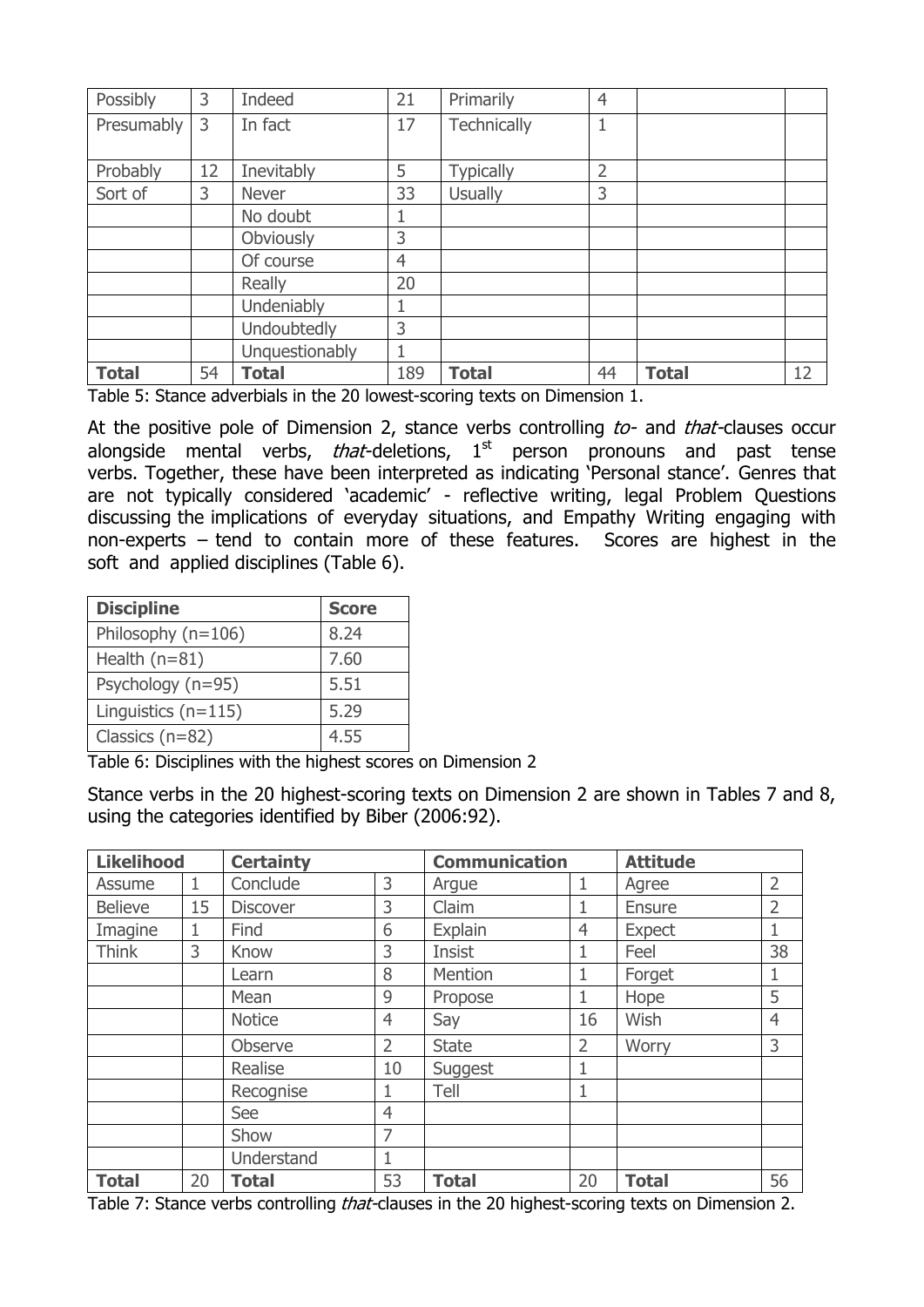| Possibly | 3 | Indeed | 21 | Primarily | 4 | | |
|---|---|---|---|---|---|---|---|
| Presumably | 3 | In fact | 17 | Technically | 1 | | |
| Probably | 12 | Inevitably | 5 | Typically | 2 | | |
| Sort of | 3 | Never | 33 | Usually | 3 | | |
| | | No doubt | 1 | | | | |
| | | Obviously | 3 | | | | |
| | | Of course | 4 | | | | |
| | | Really | 20 | | | | |
| | | Undeniably | 1 | | | | |
| | | Undoubtedly | 3 | | | | |
| | | Unquestionably | 1 | | | | |
| **Total** | 54 | **Total** | 189 | **Total** | 44 | **Total** | 12 |

Table 5: Stance adverbials in the 20 lowest-scoring texts on Dimension 1.

At the positive pole of Dimension 2, stance verbs controlling *to*- and *that*-clauses occur alongside mental verbs, *that*-deletions, 1st person pronouns and past tense verbs. Together, these have been interpreted as indicating 'Personal stance'. Genres that are not typically considered 'academic' - reflective writing, legal Problem Questions discussing the implications of everyday situations, and Empathy Writing engaging with non-experts – tend to contain more of these features. Scores are highest in the soft and applied disciplines (Table 6).

| **Discipline** | **Score** |
|---|---|
| Philosophy (n=106) | 8.24 |
| Health (n=81) | 7.60 |
| Psychology (n=95) | 5.51 |
| Linguistics (n=115) | 5.29 |
| Classics (n=82) | 4.55 |

Table 6: Disciplines with the highest scores on Dimension 2

Stance verbs in the 20 highest-scoring texts on Dimension 2 are shown in Tables 7 and 8, using the categories identified by Biber (2006:92).

| **Likelihood** | | **Certainty** | | **Communication** | | **Attitude** | |
|---|---|---|---|---|---|---|---|
| Assume | 1 | Conclude | 3 | Argue | 1 | Agree | 2 |
| Believe | 15 | Discover | 3 | Claim | 1 | Ensure | 2 |
| Imagine | 1 | Find | 6 | Explain | 4 | Expect | 1 |
| Think | 3 | Know | 3 | Insist | 1 | Feel | 38 |
| | | Learn | 8 | Mention | 1 | Forget | 1 |
| | | Mean | 9 | Propose | 1 | Hope | 5 |
| | | Notice | 4 | Say | 16 | Wish | 4 |
| | | Observe | 2 | State | 2 | Worry | 3 |
| | | Realise | 10 | Suggest | 1 | | |
| | | Recognise | 1 | Tell | 1 | | |
| | | See | 4 | | | | |
| | | Show | 7 | | | | |
| | | Understand | 1 | | | | |
| **Total** | 20 | **Total** | 53 | **Total** | 20 | **Total** | 56 |

Table 7: Stance verbs controlling *that*-clauses in the 20 highest-scoring texts on Dimension 2.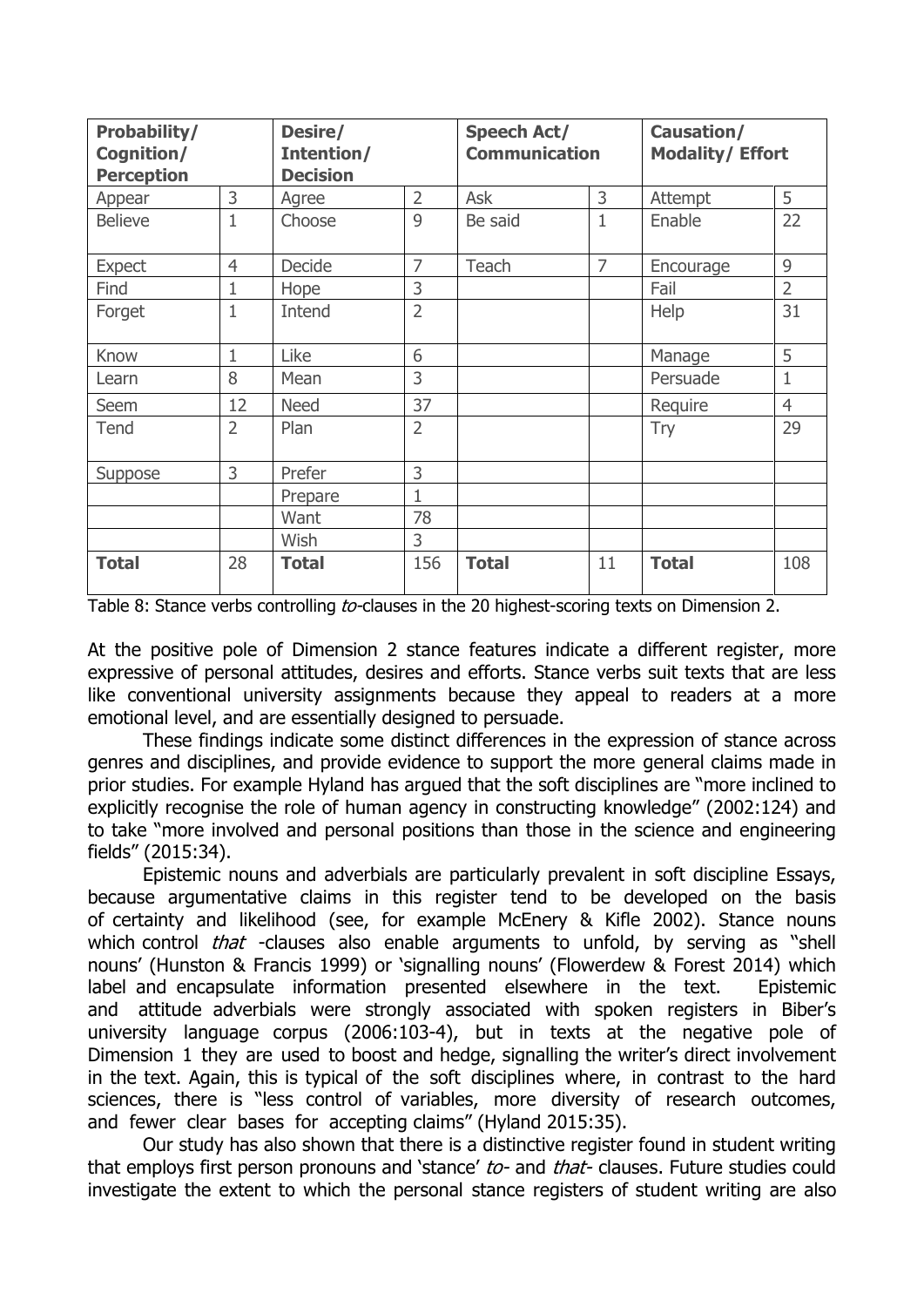| Probability/ Cognition/ Perception | | Desire/ Intention/ Decision | | Speech Act/ Communication | | Causation/ Modality/ Effort | |
|---|---|---|---|---|---|---|---|
| Appear | 3 | Agree | 2 | Ask | 3 | Attempt | 5 |
| Believe | 1 | Choose | 9 | Be said | 1 | Enable | 22 |
| Expect | 4 | Decide | 7 | Teach | 7 | Encourage | 9 |
| Find | 1 | Hope | 3 | | | Fail | 2 |
| Forget | 1 | Intend | 2 | | | Help | 31 |
| Know | 1 | Like | 6 | | | Manage | 5 |
| Learn | 8 | Mean | 3 | | | Persuade | 1 |
| Seem | 12 | Need | 37 | | | Require | 4 |
| Tend | 2 | Plan | 2 | | | Try | 29 |
| Suppose | 3 | Prefer | 3 | | | | |
| | | Prepare | 1 | | | | |
| | | Want | 78 | | | | |
| | | Wish | 3 | | | | |
| **Total** | 28 | **Total** | 156 | **Total** | 11 | **Total** | 108 |

Table 8: Stance verbs controlling *to*-clauses in the 20 highest-scoring texts on Dimension 2.

At the positive pole of Dimension 2 stance features indicate a different register, more expressive of personal attitudes, desires and efforts. Stance verbs suit texts that are less like conventional university assignments because they appeal to readers at a more emotional level, and are essentially designed to persuade.

These findings indicate some distinct differences in the expression of stance across genres and disciplines, and provide evidence to support the more general claims made in prior studies. For example Hyland has argued that the soft disciplines are "more inclined to explicitly recognise the role of human agency in constructing knowledge" (2002:124) and to take "more involved and personal positions than those in the science and engineering fields" (2015:34).

Epistemic nouns and adverbials are particularly prevalent in soft discipline Essays, because argumentative claims in this register tend to be developed on the basis of certainty and likelihood (see, for example McEnery & Kifle 2002). Stance nouns which control *that* -clauses also enable arguments to unfold, by serving as "shell nouns' (Hunston & Francis 1999) or 'signalling nouns' (Flowerdew & Forest 2014) which label and encapsulate information presented elsewhere in the text. Epistemic and attitude adverbials were strongly associated with spoken registers in Biber's university language corpus (2006:103-4), but in texts at the negative pole of Dimension 1 they are used to boost and hedge, signalling the writer's direct involvement in the text. Again, this is typical of the soft disciplines where, in contrast to the hard sciences, there is "less control of variables, more diversity of research outcomes, and fewer clear bases for accepting claims" (Hyland 2015:35).

Our study has also shown that there is a distinctive register found in student writing that employs first person pronouns and 'stance' *to*- and *that*- clauses. Future studies could investigate the extent to which the personal stance registers of student writing are also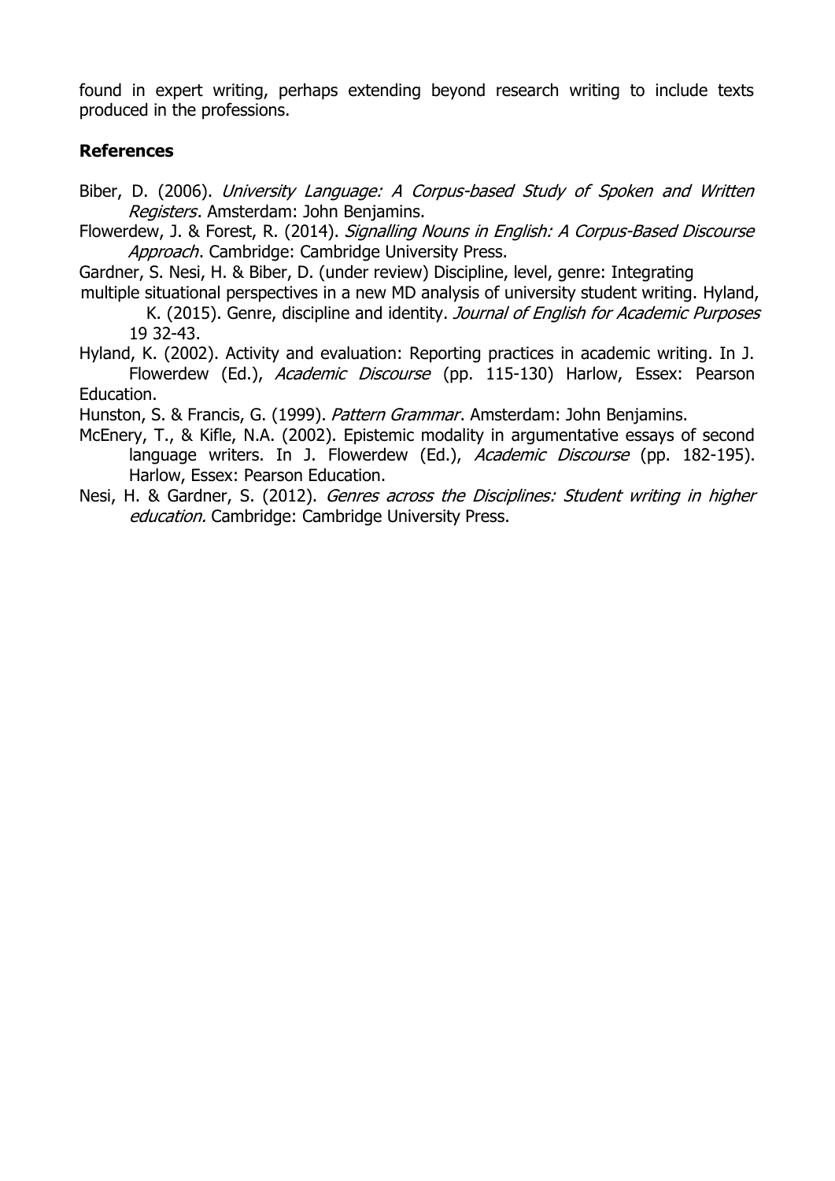found in expert writing, perhaps extending beyond research writing to include texts produced in the professions.

## References

Biber, D. (2006). *University Language: A Corpus-based Study of Spoken and Written Registers*. Amsterdam: John Benjamins.

Flowerdew, J. & Forest, R. (2014). *Signalling Nouns in English: A Corpus-Based Discourse Approach*. Cambridge: Cambridge University Press.

Gardner, S. Nesi, H. & Biber, D. (under review) Discipline, level, genre: Integrating multiple situational perspectives in a new MD analysis of university student writing. Hyland, K. (2015). Genre, discipline and identity. *Journal of English for Academic Purposes* 19 32-43.

Hyland, K. (2002). Activity and evaluation: Reporting practices in academic writing. In J. Flowerdew (Ed.), *Academic Discourse* (pp. 115-130) Harlow, Essex: Pearson Education.

Hunston, S. & Francis, G. (1999). *Pattern Grammar*. Amsterdam: John Benjamins.

McEnery, T., & Kifle, N.A. (2002). Epistemic modality in argumentative essays of second language writers. In J. Flowerdew (Ed.), *Academic Discourse* (pp. 182-195). Harlow, Essex: Pearson Education.

Nesi, H. & Gardner, S. (2012). *Genres across the Disciplines: Student writing in higher education.* Cambridge: Cambridge University Press.